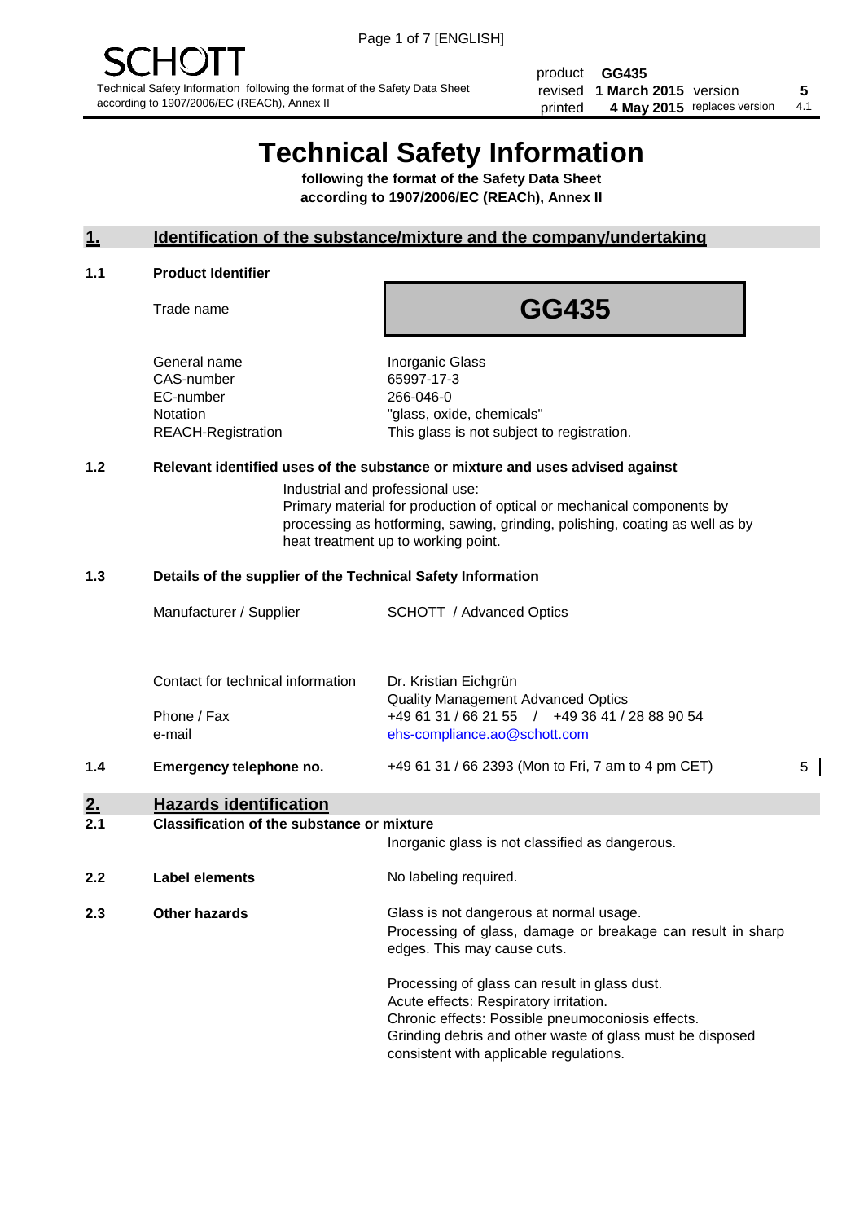product **GG435**
revised **1 March 2015** version **5**
printed **4 May 2015** replaces version 4.1

# Technical Safety Information

**following the format of the Safety Data Sheet according to 1907/2006/EC (REACh), Annex II**

## 1. Identification of the substance/mixture and the company/undertaking

### 1.1 Product Identifier

| | |
|---|---|
| Trade name | **GG435** |
| General name | Inorganic Glass |
| CAS-number | 65997-17-3 |
| EC-number | 266-046-0 |
| Notation | "glass, oxide, chemicals" |
| REACH-Registration | This glass is not subject to registration. |

### 1.2 Relevant identified uses of the substance or mixture and uses advised against

Industrial and professional use:
Primary material for production of optical or mechanical components by processing as hotforming, sawing, grinding, polishing, coating as well as by heat treatment up to working point.

### 1.3 Details of the supplier of the Technical Safety Information

| | |
|---|---|
| Manufacturer / Supplier | SCHOTT / Advanced Optics |
| Contact for technical information | Dr. Kristian Eichgrün<br>Quality Management Advanced Optics |
| Phone / Fax | +49 61 31 / 66 21 55 / +49 36 41 / 28 88 90 54 |
| e-mail | ehs-compliance.ao@schott.com |

### 1.4 Emergency telephone no.

+49 61 31 / 66 2393 (Mon to Fri, 7 am to 4 pm CET) 5

## 2. Hazards identification

### 2.1 Classification of the substance or mixture

Inorganic glass is not classified as dangerous.

### 2.2 Label elements

No labeling required.

### 2.3 Other hazards

Glass is not dangerous at normal usage.
Processing of glass, damage or breakage can result in sharp edges. This may cause cuts.

Processing of glass can result in glass dust.
Acute effects: Respiratory irritation.
Chronic effects: Possible pneumoconiosis effects.
Grinding debris and other waste of glass must be disposed consistent with applicable regulations.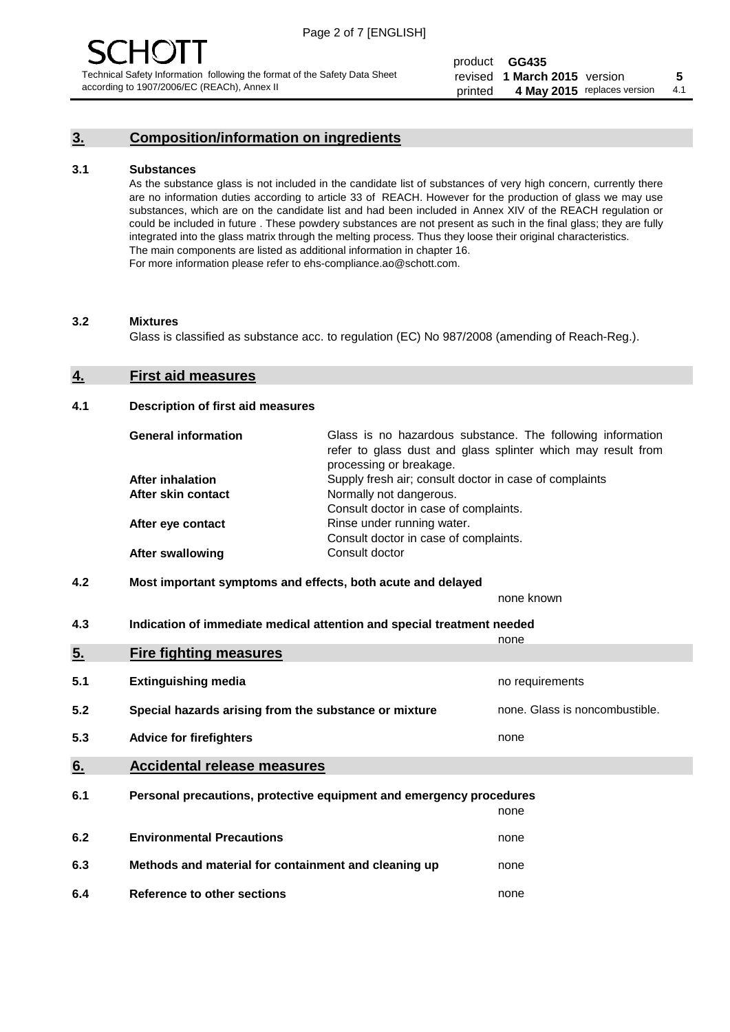## 3. Composition/information on ingredients

### 3.1 Substances

As the substance glass is not included in the candidate list of substances of very high concern, currently there are no information duties according to article 33 of REACH. However for the production of glass we may use substances, which are on the candidate list and had been included in Annex XIV of the REACH regulation or could be included in future . These powdery substances are not present as such in the final glass; they are fully integrated into the glass matrix through the melting process. Thus they loose their original characteristics. The main components are listed as additional information in chapter 16.
For more information please refer to ehs-compliance.ao@schott.com.

### 3.2 Mixtures

Glass is classified as substance acc. to regulation (EC) No 987/2008 (amending of Reach-Reg.).

## 4. First aid measures

### 4.1 Description of first aid measures

| | |
|---|---|
| **General information** | Glass is no hazardous substance. The following information refer to glass dust and glass splinter which may result from processing or breakage. |
| **After inhalation** | Supply fresh air; consult doctor in case of complaints |
| **After skin contact** | Normally not dangerous. Consult doctor in case of complaints. |
| **After eye contact** | Rinse under running water. Consult doctor in case of complaints. |
| **After swallowing** | Consult doctor |

### 4.2 Most important symptoms and effects, both acute and delayed

none known

### 4.3 Indication of immediate medical attention and special treatment needed

none

## 5. Fire fighting measures

| | | |
|---|---|---|
| 5.1 | **Extinguishing media** | no requirements |
| 5.2 | **Special hazards arising from the substance or mixture** | none. Glass is noncombustible. |
| 5.3 | **Advice for firefighters** | none |

## 6. Accidental release measures

| | | |
|---|---|---|
| 6.1 | **Personal precautions, protective equipment and emergency procedures** | none |
| 6.2 | **Environmental Precautions** | none |
| 6.3 | **Methods and material for containment and cleaning up** | none |
| 6.4 | **Reference to other sections** | none |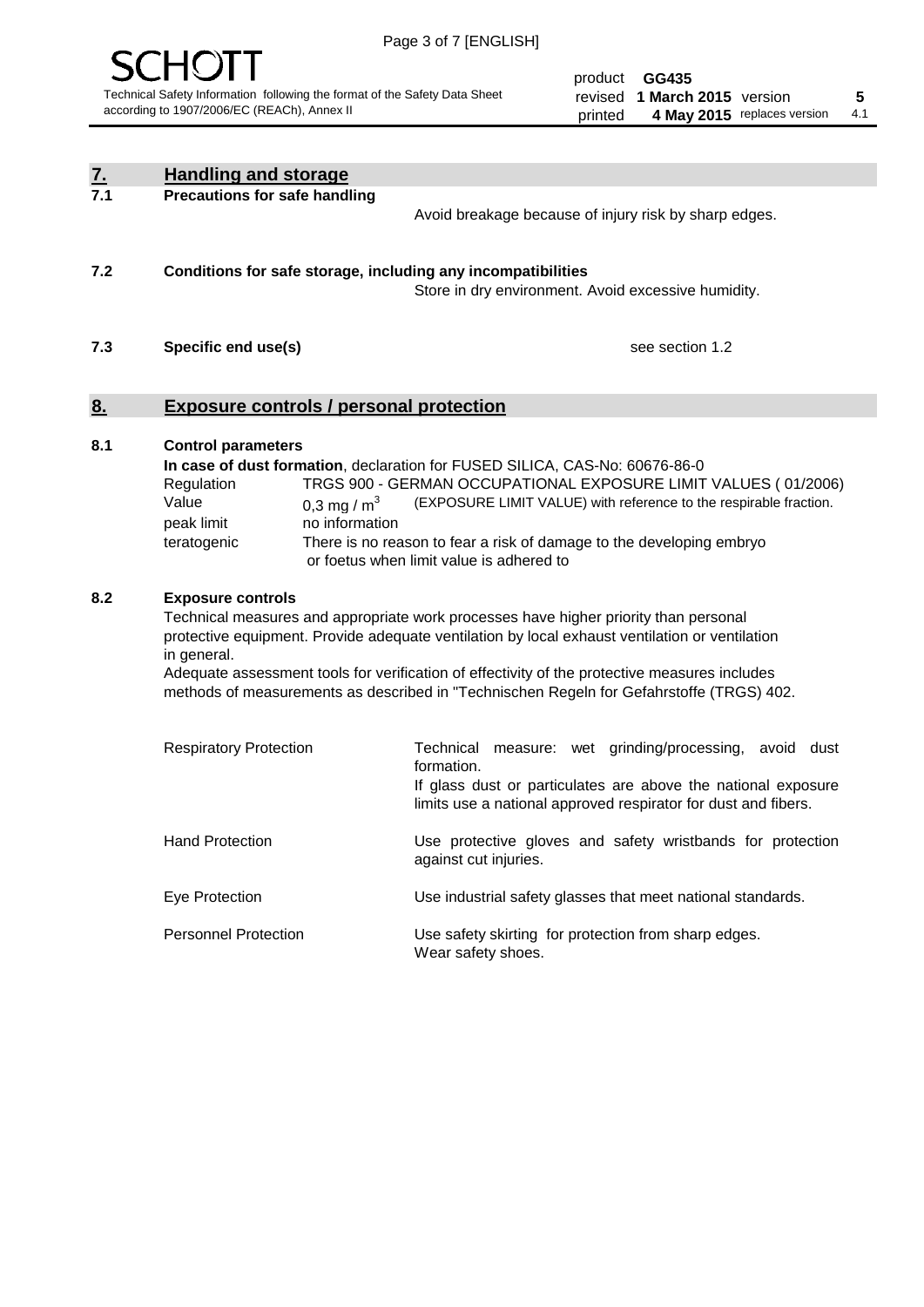## 7. Handling and storage

**7.1 Precautions for safe handling**

Avoid breakage because of injury risk by sharp edges.

**7.2 Conditions for safe storage, including any incompatibilities**

Store in dry environment. Avoid excessive humidity.

**7.3 Specific end use(s)**

see section 1.2

## 8. Exposure controls / personal protection

**8.1 Control parameters**

**In case of dust formation**, declaration for FUSED SILICA, CAS-No: 60676-86-0

| | | |
|---|---|---|
| Regulation | TRGS 900 - GERMAN OCCUPATIONAL EXPOSURE LIMIT VALUES ( 01/2006) | |
| Value | 0,3 mg / $m^3$ | (EXPOSURE LIMIT VALUE) with reference to the respirable fraction. |
| peak limit | no information | |
| teratogenic | There is no reason to fear a risk of damage to the developing embryo or foetus when limit value is adhered to | |

**8.2 Exposure controls**

Technical measures and appropriate work processes have higher priority than personal protective equipment. Provide adequate ventilation by local exhaust ventilation or ventilation in general.

Adequate assessment tools for verification of effectivity of the protective measures includes methods of measurements as described in "Technischen Regeln for Gefahrstoffe (TRGS) 402.

| | |
|---|---|
| Respiratory Protection | Technical measure: wet grinding/processing, avoid dust formation. If glass dust or particulates are above the national exposure limits use a national approved respirator for dust and fibers. |
| Hand Protection | Use protective gloves and safety wristbands for protection against cut injuries. |
| Eye Protection | Use industrial safety glasses that meet national standards. |
| Personnel Protection | Use safety skirting for protection from sharp edges. Wear safety shoes. |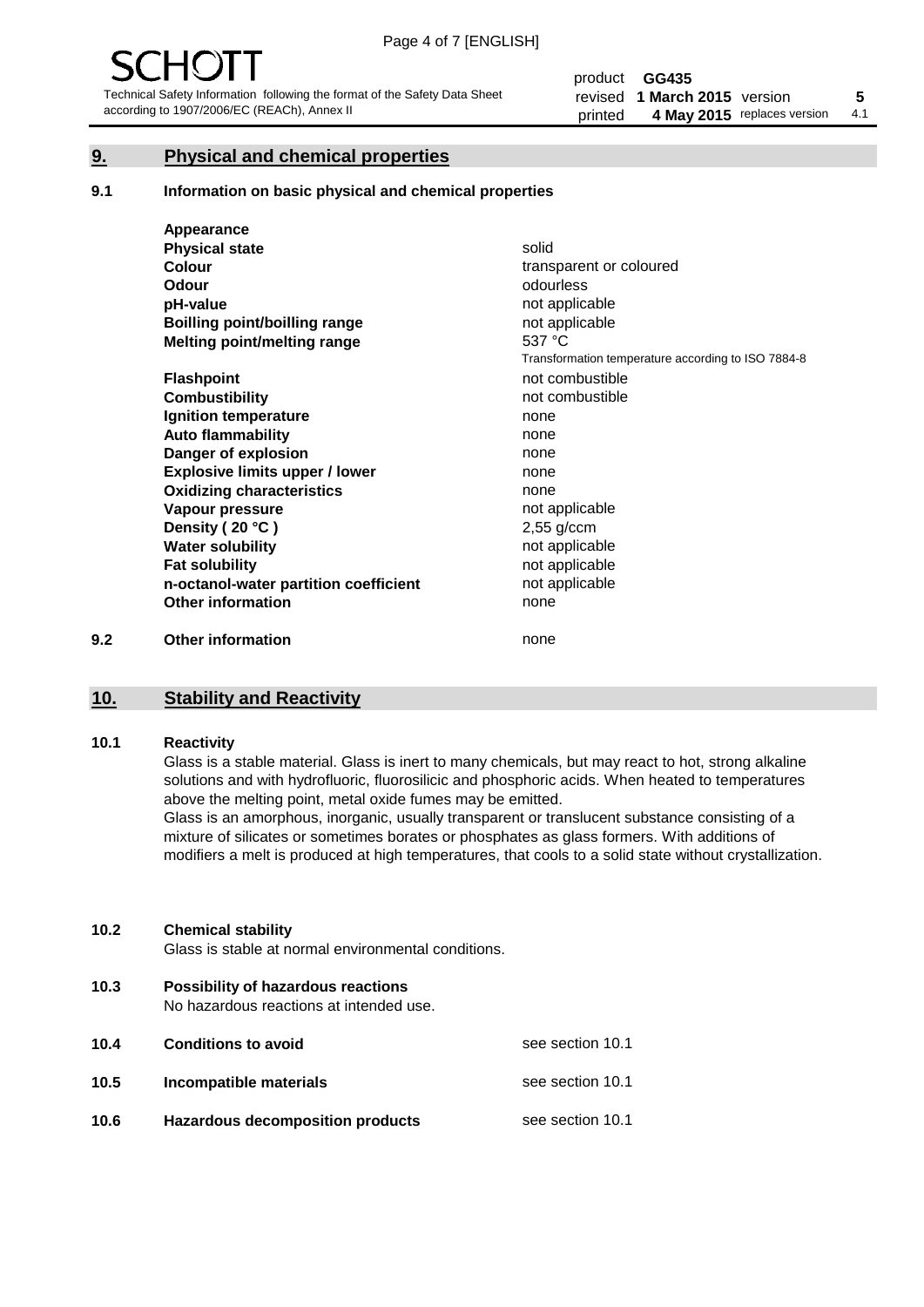## 9. Physical and chemical properties

### 9.1 Information on basic physical and chemical properties

| | |
|---|---|
| **Appearance** | |
| **Physical state** | solid |
| **Colour** | transparent or coloured |
| **Odour** | odourless |
| **pH-value** | not applicable |
| **Boilling point/boilling range** | not applicable |
| **Melting point/melting range** | 537 °C<br>Transformation temperature according to ISO 7884-8 |
| **Flashpoint** | not combustible |
| **Combustibility** | not combustible |
| **Ignition temperature** | none |
| **Auto flammability** | none |
| **Danger of explosion** | none |
| **Explosive limits upper / lower** | none |
| **Oxidizing characteristics** | none |
| **Vapour pressure** | not applicable |
| **Density ( 20 °C )** | 2,55 g/ccm |
| **Water solubility** | not applicable |
| **Fat solubility** | not applicable |
| **n-octanol-water partition coefficient** | not applicable |
| **Other information** | none |

### 9.2 Other information

none

## 10. Stability and Reactivity

### 10.1 Reactivity

Glass is a stable material. Glass is inert to many chemicals, but may react to hot, strong alkaline solutions and with hydrofluoric, fluorosilicic and phosphoric acids. When heated to temperatures above the melting point, metal oxide fumes may be emitted.

Glass is an amorphous, inorganic, usually transparent or translucent substance consisting of a mixture of silicates or sometimes borates or phosphates as glass formers. With additions of modifiers a melt is produced at high temperatures, that cools to a solid state without crystallization.

### 10.2 Chemical stability

Glass is stable at normal environmental conditions.

### 10.3 Possibility of hazardous reactions

No hazardous reactions at intended use.

### 10.4 Conditions to avoid

see section 10.1

### 10.5 Incompatible materials

see section 10.1

### 10.6 Hazardous decomposition products

see section 10.1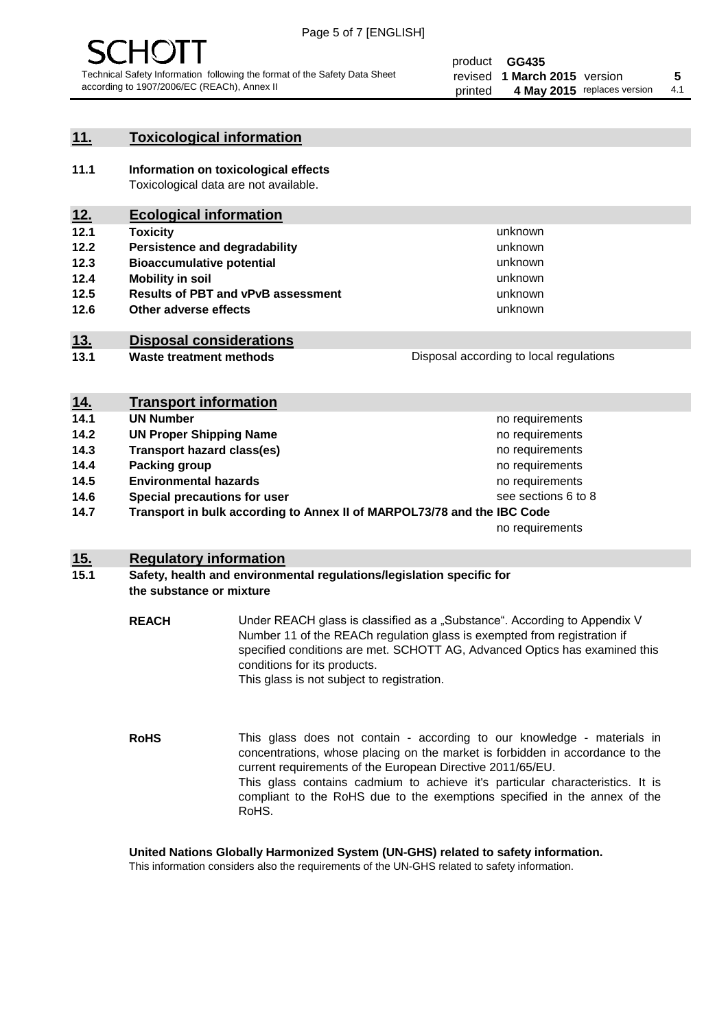## 11. Toxicological information

**11.1 Information on toxicological effects**
Toxicological data are not available.

## 12. Ecological information

| | | |
|---|---|---|
| **12.1** | **Toxicity** | unknown |
| **12.2** | **Persistence and degradability** | unknown |
| **12.3** | **Bioaccumulative potential** | unknown |
| **12.4** | **Mobility in soil** | unknown |
| **12.5** | **Results of PBT and vPvB assessment** | unknown |
| **12.6** | **Other adverse effects** | unknown |

## 13. Disposal considerations

| | | |
|---|---|---|
| **13.1** | **Waste treatment methods** | Disposal according to local regulations |

## 14. Transport information

| | | |
|---|---|---|
| **14.1** | **UN Number** | no requirements |
| **14.2** | **UN Proper Shipping Name** | no requirements |
| **14.3** | **Transport hazard class(es)** | no requirements |
| **14.4** | **Packing group** | no requirements |
| **14.5** | **Environmental hazards** | no requirements |
| **14.6** | **Special precautions for user** | see sections 6 to 8 |
| **14.7** | **Transport in bulk according to Annex II of MARPOL73/78 and the IBC Code** | no requirements |

## 15. Regulatory information

**15.1 Safety, health and environmental regulations/legislation specific for the substance or mixture**

**REACH** Under REACH glass is classified as a „Substance". According to Appendix V Number 11 of the REACh regulation glass is exempted from registration if specified conditions are met. SCHOTT AG, Advanced Optics has examined this conditions for its products.
This glass is not subject to registration.

**RoHS** This glass does not contain - according to our knowledge - materials in concentrations, whose placing on the market is forbidden in accordance to the current requirements of the European Directive 2011/65/EU.
This glass contains cadmium to achieve it's particular characteristics. It is compliant to the RoHS due to the exemptions specified in the annex of the RoHS.

**United Nations Globally Harmonized System (UN-GHS) related to safety information.**
This information considers also the requirements of the UN-GHS related to safety information.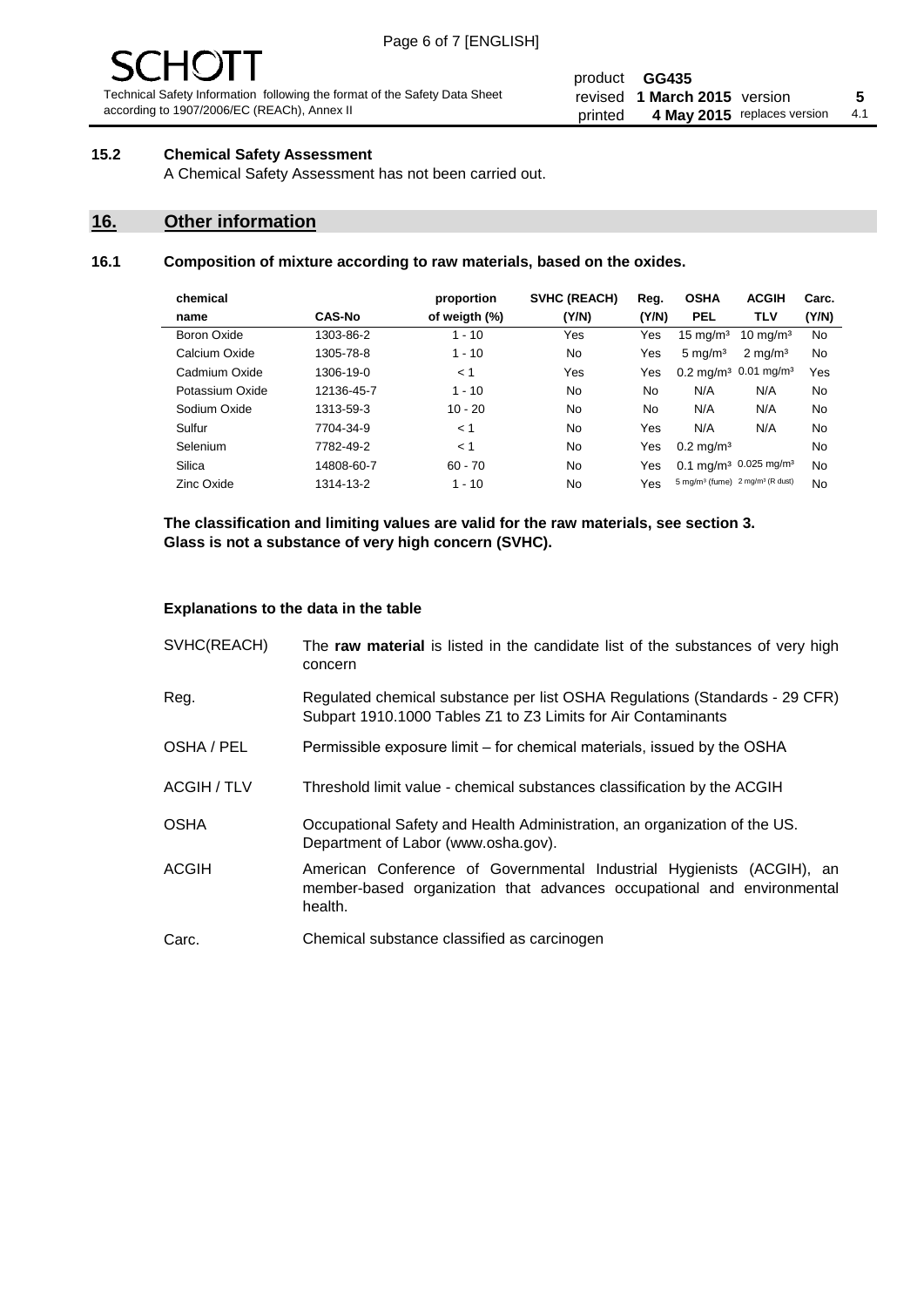### 15.2 Chemical Safety Assessment

A Chemical Safety Assessment has not been carried out.

## 16. Other information

### 16.1 Composition of mixture according to raw materials, based on the oxides.

| chemical name | CAS-No | proportion of weigth (%) | SVHC (REACH) (Y/N) | Reg. (Y/N) | OSHA PEL | ACGIH TLV | Carc. (Y/N) |
|---|---|---|---|---|---|---|---|
| Boron Oxide | 1303-86-2 | 1 - 10 | Yes | Yes | 15 mg/m³ | 10 mg/m³ | No |
| Calcium Oxide | 1305-78-8 | 1 - 10 | No | Yes | 5 mg/m³ | 2 mg/m³ | No |
| Cadmium Oxide | 1306-19-0 | < 1 | Yes | Yes | 0.2 mg/m³ | 0.01 mg/m³ | Yes |
| Potassium Oxide | 12136-45-7 | 1 - 10 | No | No | N/A | N/A | No |
| Sodium Oxide | 1313-59-3 | 10 - 20 | No | No | N/A | N/A | No |
| Sulfur | 7704-34-9 | < 1 | No | Yes | N/A | N/A | No |
| Selenium | 7782-49-2 | < 1 | No | Yes | 0.2 mg/m³ | | No |
| Silica | 14808-60-7 | 60 - 70 | No | Yes | 0.1 mg/m³ | 0.025 mg/m³ | No |
| Zinc Oxide | 1314-13-2 | 1 - 10 | No | Yes | 5 mg/m³ (fume) | 2 mg/m³ (R dust) | No |

**The classification and limiting values are valid for the raw materials, see section 3.**
**Glass is not a substance of very high concern (SVHC).**

#### Explanations to the data in the table

| | |
|---|---|
| SVHC(REACH) | The **raw material** is listed in the candidate list of the substances of very high concern |
| Reg. | Regulated chemical substance per list OSHA Regulations (Standards - 29 CFR) Subpart 1910.1000 Tables Z1 to Z3 Limits for Air Contaminants |
| OSHA / PEL | Permissible exposure limit – for chemical materials, issued by the OSHA |
| ACGIH / TLV | Threshold limit value - chemical substances classification by the ACGIH |
| OSHA | Occupational Safety and Health Administration, an organization of the US. Department of Labor (www.osha.gov). |
| ACGIH | American Conference of Governmental Industrial Hygienists (ACGIH), an member-based organization that advances occupational and environmental health. |
| Carc. | Chemical substance classified as carcinogen |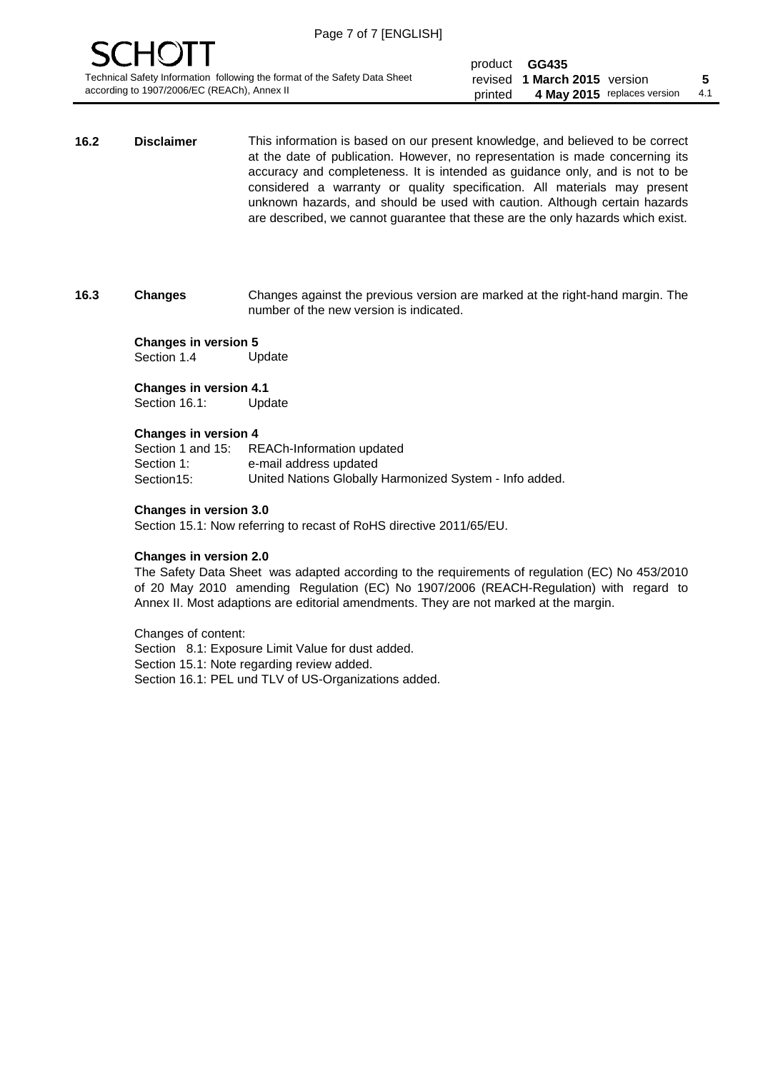**16.2 Disclaimer**

This information is based on our present knowledge, and believed to be correct at the date of publication. However, no representation is made concerning its accuracy and completeness. It is intended as guidance only, and is not to be considered a warranty or quality specification. All materials may present unknown hazards, and should be used with caution. Although certain hazards are described, we cannot guarantee that these are the only hazards which exist.

**16.3 Changes**

Changes against the previous version are marked at the right-hand margin. The number of the new version is indicated.

**Changes in version 5**

Section 1.4 Update

**Changes in version 4.1**

Section 16.1: Update

**Changes in version 4**

| | |
|---|---|
| Section 1 and 15: | REACh-Information updated |
| Section 1: | e-mail address updated |
| Section15: | United Nations Globally Harmonized System - Info added. |

**Changes in version 3.0**

Section 15.1: Now referring to recast of RoHS directive 2011/65/EU.

**Changes in version 2.0**

The Safety Data Sheet was adapted according to the requirements of regulation (EC) No 453/2010 of 20 May 2010 amending Regulation (EC) No 1907/2006 (REACH-Regulation) with regard to Annex II. Most adaptions are editorial amendments. They are not marked at the margin.

Changes of content:
Section 8.1: Exposure Limit Value for dust added.
Section 15.1: Note regarding review added.
Section 16.1: PEL und TLV of US-Organizations added.